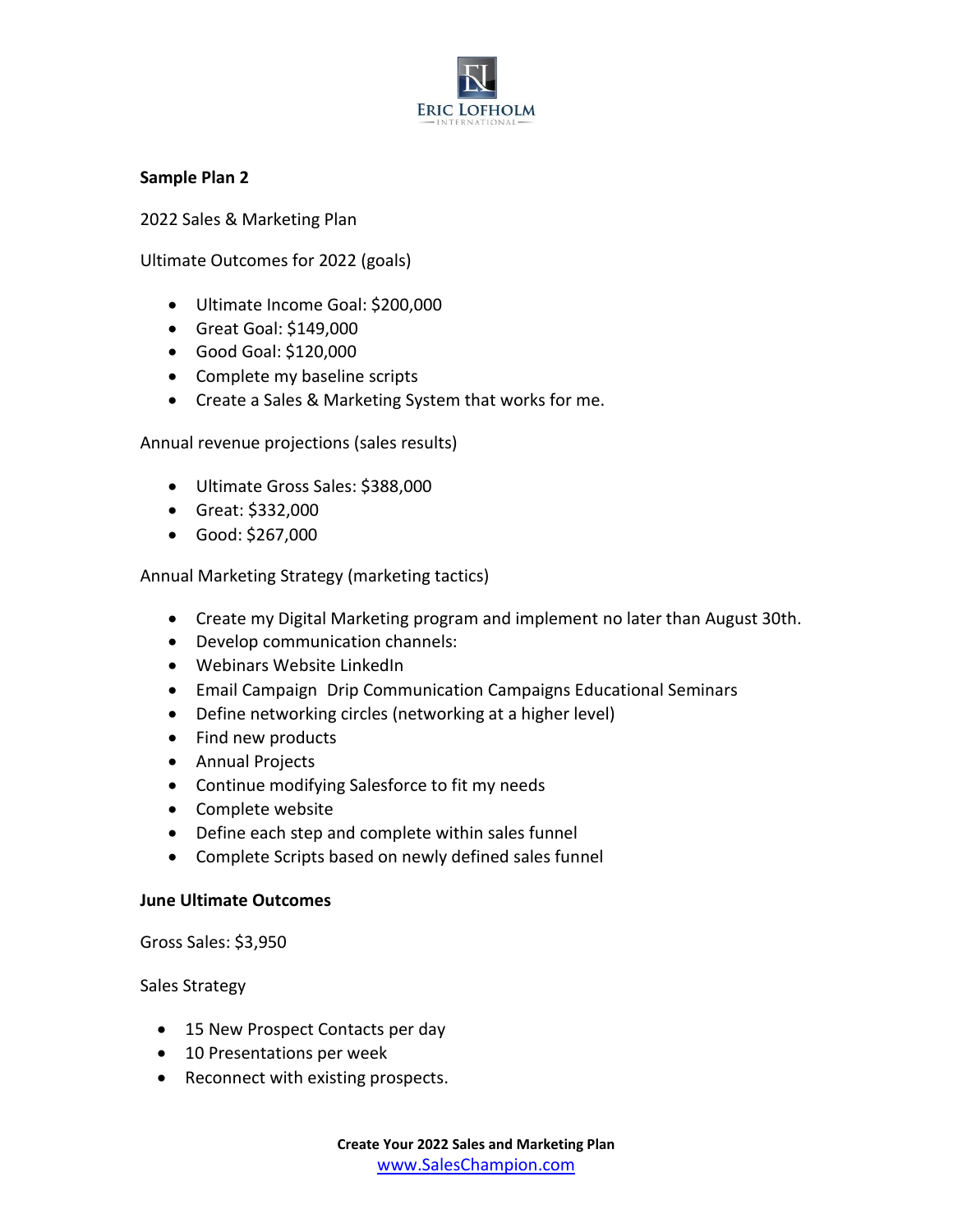**Sample Plan 2**

2022 Sales & Marketing Plan

Ultimate Outcomes for 2022 (goals)

- Ultimate Income Goal: $200,000
- Great Goal: $149,000
- Good Goal: $120,000
- Complete my baseline scripts
- Create a Sales & Marketing System that works for me.

Annual revenue projections (sales results)

- Ultimate Gross Sales: $388,000
- Great: $332,000
- Good: $267,000

Annual Marketing Strategy (marketing tactics)

- Create my Digital Marketing program and implement no later than August 30th.
- Develop communication channels:
- Webinars Website LinkedIn
- Email Campaign Drip Communication Campaigns Educational Seminars
- Define networking circles (networking at a higher level)
- Find new products
- Annual Projects
- Continue modifying Salesforce to fit my needs
- Complete website
- Define each step and complete within sales funnel
- Complete Scripts based on newly defined sales funnel

**June Ultimate Outcomes**

Gross Sales: $3,950

Sales Strategy

- 15 New Prospect Contacts per day
- 10 Presentations per week
- Reconnect with existing prospects.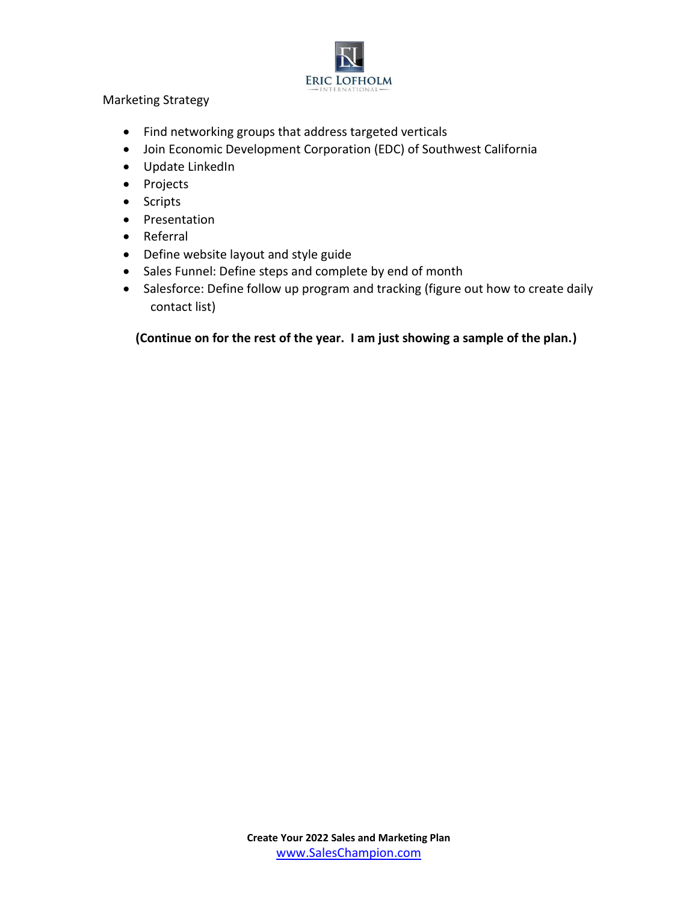Marketing Strategy

- Find networking groups that address targeted verticals
- Join Economic Development Corporation (EDC) of Southwest California
- Update LinkedIn
- Projects
- Scripts
- Presentation
- Referral
- Define website layout and style guide
- Sales Funnel: Define steps and complete by end of month
- Salesforce: Define follow up program and tracking (figure out how to create daily contact list)

**(Continue on for the rest of the year. I am just showing a sample of the plan.)**